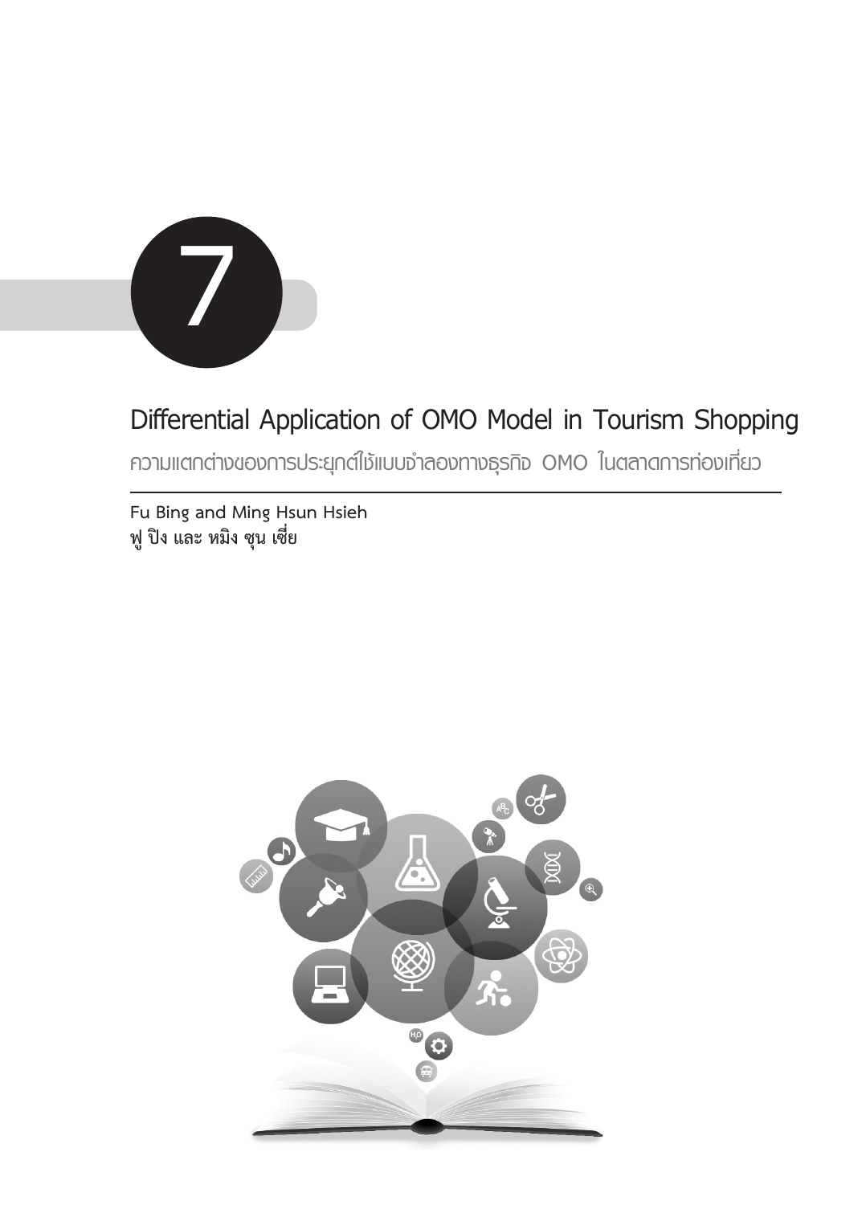7

# Differential Application of OMO Model in Tourism Shopping

## ความแตกต่างของการประยุกต์ใช้แบบจำลองทางธุรกิจ OMO ในตลาดการท่องเที่ยว

**Fu Bing and Ming Hsun Hsieh**
**ฟู ปิง และ หมิง ซุน เซี่ย**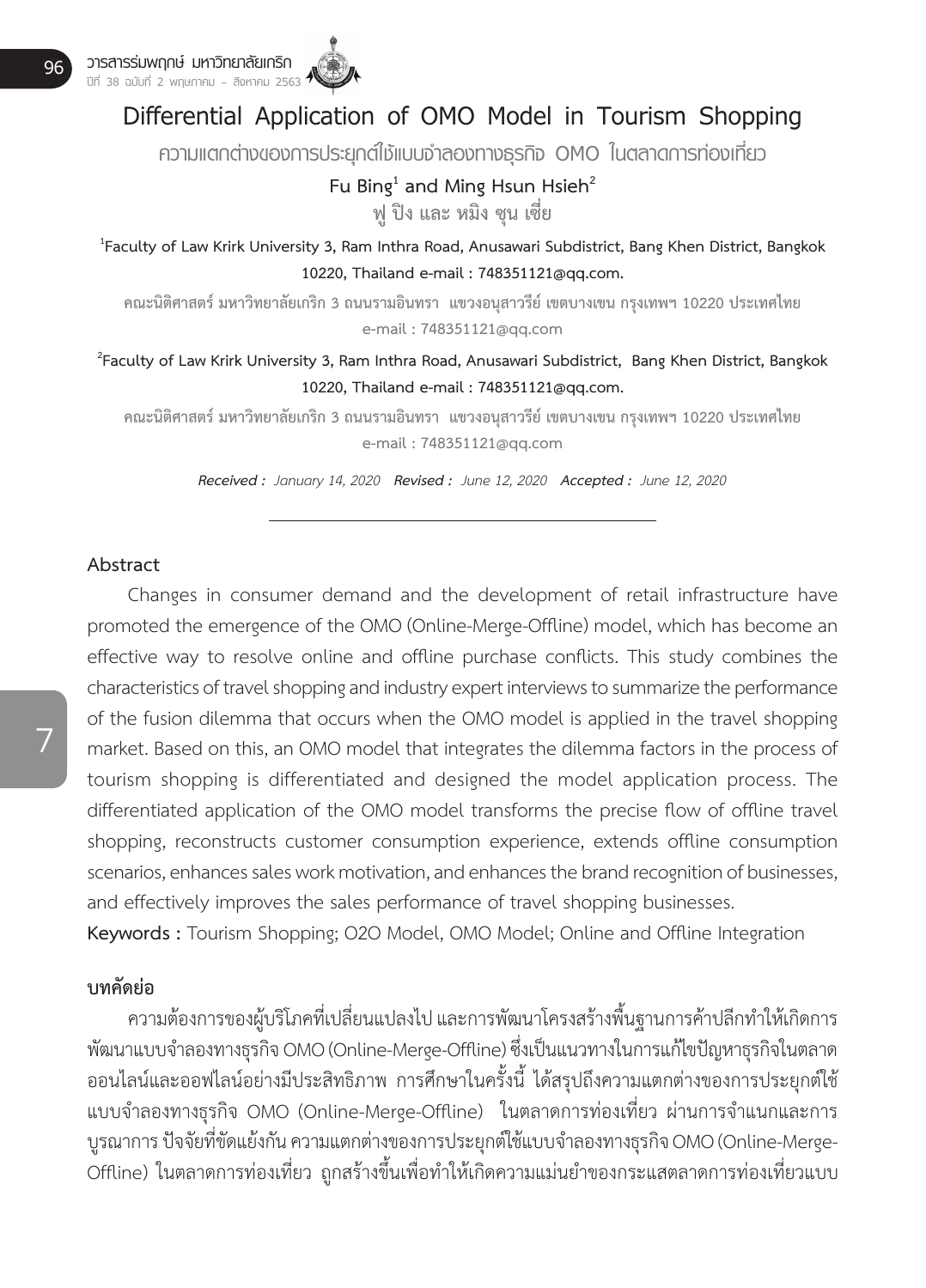# Differential Application of OMO Model in Tourism Shopping

ความแตกต่างของการประยุกต์ใช้แบบจำลองทางธุรกิจ OMO ในตลาดการท่องเที่ยว

**Fu Bing[1] and Ming Hsun Hsieh[2]**

**ฟู ปิง และ หมิง ซุน เซี่ย**

**[1]Faculty of Law Krirk University 3, Ram Inthra Road, Anusawari Subdistrict, Bang Khen District, Bangkok 10220, Thailand e-mail : 748351121@qq.com.**

**คณะนิติศาสตร์ มหาวิทยาลัยเกริก 3 ถนนรามอินทรา แขวงอนุสาวรีย์ เขตบางเขน กรุงเทพฯ 10220 ประเทศไทย e-mail : 748351121@qq.com**

**[2]Faculty of Law Krirk University 3, Ram Inthra Road, Anusawari Subdistrict, Bang Khen District, Bangkok 10220, Thailand e-mail : 748351121@qq.com.**

**คณะนิติศาสตร์ มหาวิทยาลัยเกริก 3 ถนนรามอินทรา แขวงอนุสาวรีย์ เขตบางเขน กรุงเทพฯ 10220 ประเทศไทย e-mail : 748351121@qq.com**

***Received :*** *January 14, 2020* ***Revised :*** *June 12, 2020* ***Accepted :*** *June 12, 2020*

## Abstract

Changes in consumer demand and the development of retail infrastructure have promoted the emergence of the OMO (Online-Merge-Offline) model, which has become an effective way to resolve online and offline purchase conflicts. This study combines the characteristics of travel shopping and industry expert interviews to summarize the performance of the fusion dilemma that occurs when the OMO model is applied in the travel shopping market. Based on this, an OMO model that integrates the dilemma factors in the process of tourism shopping is differentiated and designed the model application process. The differentiated application of the OMO model transforms the precise flow of offline travel shopping, reconstructs customer consumption experience, extends offline consumption scenarios, enhances sales work motivation, and enhances the brand recognition of businesses, and effectively improves the sales performance of travel shopping businesses.

**Keywords :** Tourism Shopping; O2O Model, OMO Model; Online and Offline Integration

## บทคัดย่อ

ความต้องการของผู้บริโภคที่เปลี่ยนแปลงไป และการพัฒนาโครงสร้างพื้นฐานการค้าปลีกทำให้เกิดการพัฒนาแบบจำลองทางธุรกิจ OMO (Online-Merge-Offline) ซึ่งเป็นแนวทางในการแก้ไขปัญหาธุรกิจในตลาดออนไลน์และออฟไลน์อย่างมีประสิทธิภาพ การศึกษาในครั้งนี้ ได้สรุปถึงความแตกต่างของการประยุกต์ใช้แบบจำลองทางธุรกิจ OMO (Online-Merge-Offline) ในตลาดการท่องเที่ยว ผ่านการจำแนกและการบูรณาการ ปัจจัยที่ขัดแย้งกัน ความแตกต่างของการประยุกต์ใช้แบบจำลองทางธุรกิจ OMO (Online-Merge-Offline) ในตลาดการท่องเที่ยว ถูกสร้างขึ้นเพื่อทำให้เกิดความแม่นยำของกระแสตลาดการท่องเที่ยวแบบ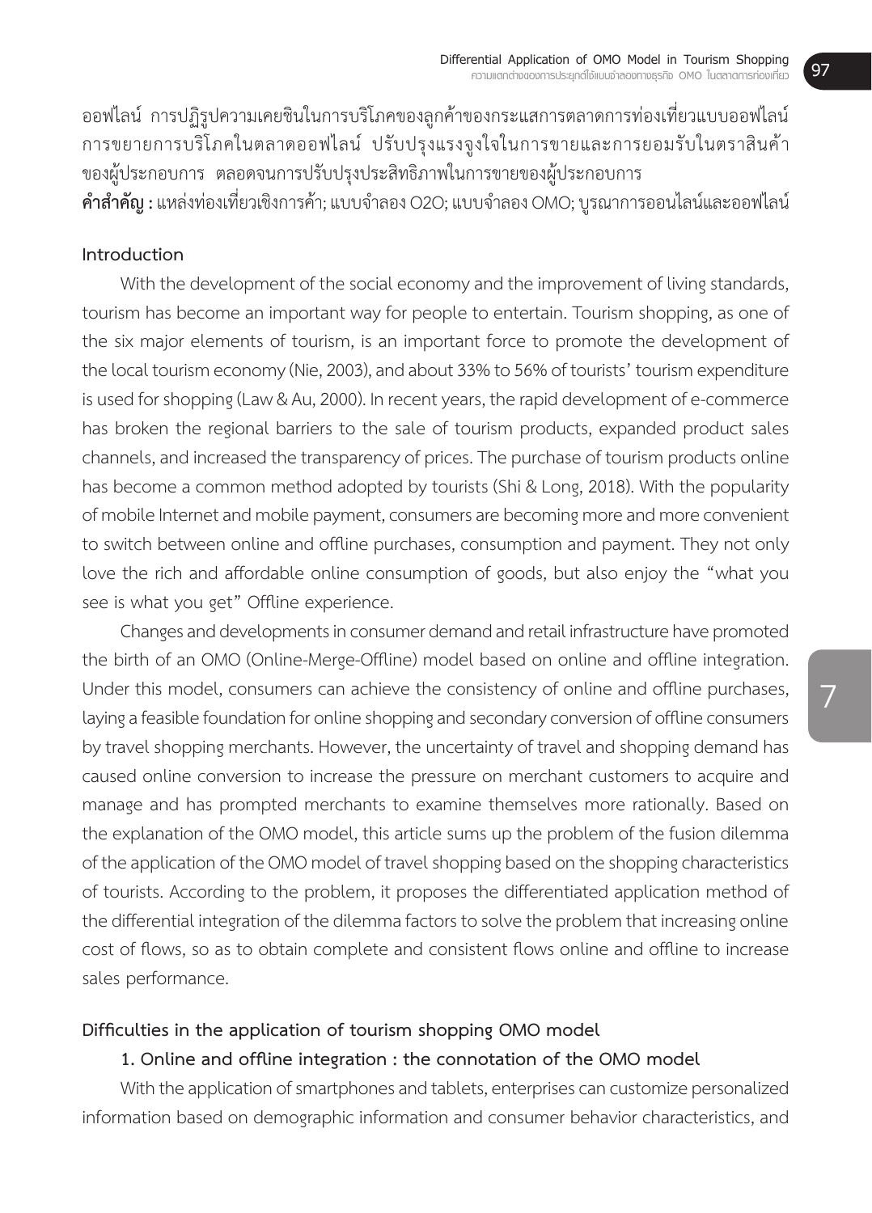ออฟไลน์ การปฏิรูปความเคยชินในการบริโภคของลูกค้าของกระแสการตลาดการท่องเที่ยวแบบออฟไลน์ การขยายการบริโภคในตลาดออฟไลน์ ปรับปรุงแรงจูงใจในการขายและการยอมรับในตราสินค้าของผู้ประกอบการ ตลอดจนการปรับปรุงประสิทธิภาพในการขายของผู้ประกอบการ

**คำสำคัญ :** แหล่งท่องเที่ยวเชิงการค้า; แบบจำลอง O2O; แบบจำลอง OMO; บูรณาการออนไลน์และออฟไลน์

## Introduction

With the development of the social economy and the improvement of living standards, tourism has become an important way for people to entertain. Tourism shopping, as one of the six major elements of tourism, is an important force to promote the development of the local tourism economy (Nie, 2003), and about 33% to 56% of tourists' tourism expenditure is used for shopping (Law & Au, 2000). In recent years, the rapid development of e-commerce has broken the regional barriers to the sale of tourism products, expanded product sales channels, and increased the transparency of prices. The purchase of tourism products online has become a common method adopted by tourists (Shi & Long, 2018). With the popularity of mobile Internet and mobile payment, consumers are becoming more and more convenient to switch between online and offline purchases, consumption and payment. They not only love the rich and affordable online consumption of goods, but also enjoy the "what you see is what you get" Offline experience.

Changes and developments in consumer demand and retail infrastructure have promoted the birth of an OMO (Online-Merge-Offline) model based on online and offline integration. Under this model, consumers can achieve the consistency of online and offline purchases, laying a feasible foundation for online shopping and secondary conversion of offline consumers by travel shopping merchants. However, the uncertainty of travel and shopping demand has caused online conversion to increase the pressure on merchant customers to acquire and manage and has prompted merchants to examine themselves more rationally. Based on the explanation of the OMO model, this article sums up the problem of the fusion dilemma of the application of the OMO model of travel shopping based on the shopping characteristics of tourists. According to the problem, it proposes the differentiated application method of the differential integration of the dilemma factors to solve the problem that increasing online cost of flows, so as to obtain complete and consistent flows online and offline to increase sales performance.

## Difficulties in the application of tourism shopping OMO model

### 1. Online and offline integration : the connotation of the OMO model

With the application of smartphones and tablets, enterprises can customize personalized information based on demographic information and consumer behavior characteristics, and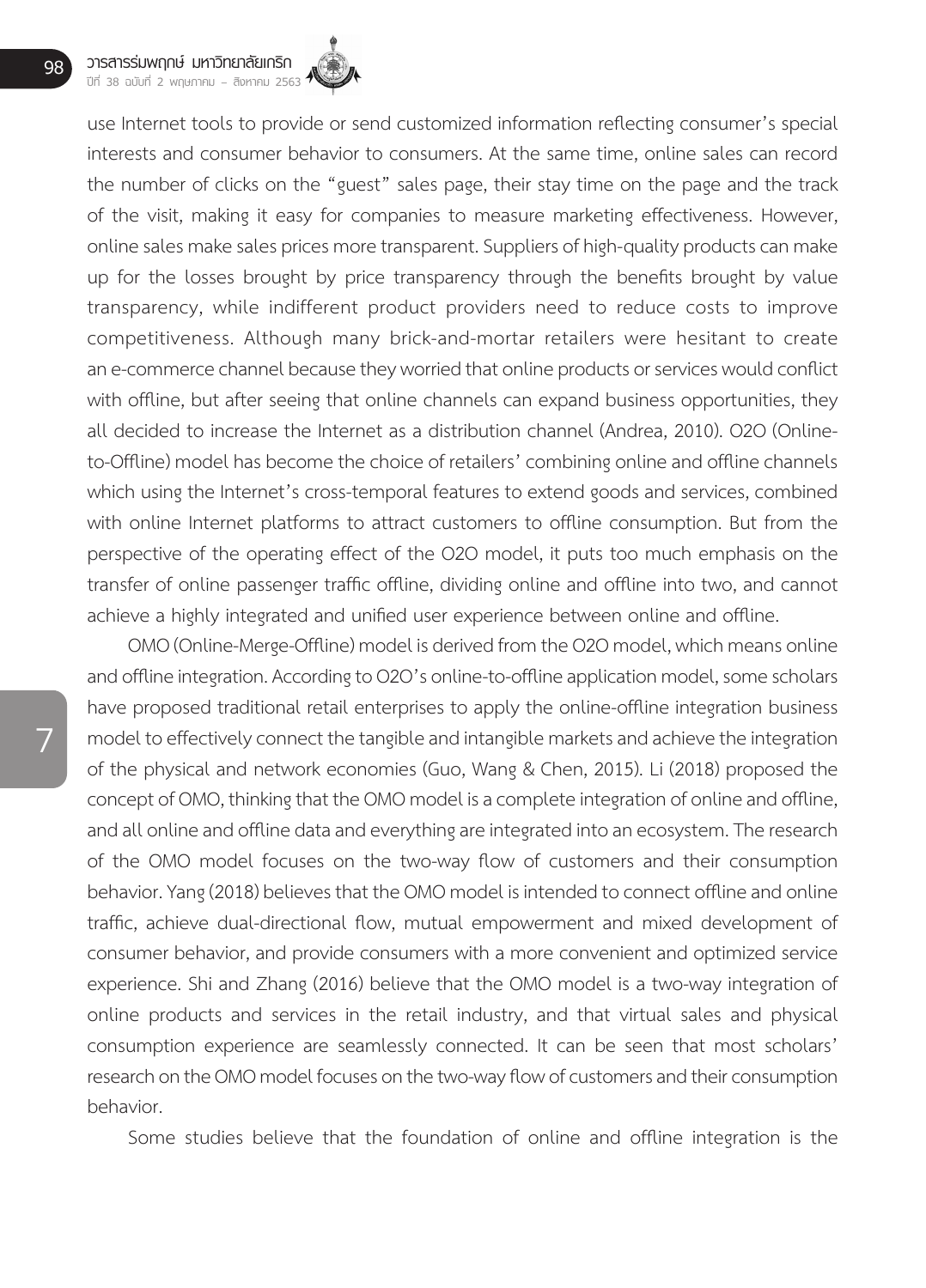use Internet tools to provide or send customized information reflecting consumer's special interests and consumer behavior to consumers. At the same time, online sales can record the number of clicks on the "guest" sales page, their stay time on the page and the track of the visit, making it easy for companies to measure marketing effectiveness. However, online sales make sales prices more transparent. Suppliers of high-quality products can make up for the losses brought by price transparency through the benefits brought by value transparency, while indifferent product providers need to reduce costs to improve competitiveness. Although many brick-and-mortar retailers were hesitant to create an e-commerce channel because they worried that online products or services would conflict with offline, but after seeing that online channels can expand business opportunities, they all decided to increase the Internet as a distribution channel (Andrea, 2010). O2O (Online-to-Offline) model has become the choice of retailers' combining online and offline channels which using the Internet's cross-temporal features to extend goods and services, combined with online Internet platforms to attract customers to offline consumption. But from the perspective of the operating effect of the O2O model, it puts too much emphasis on the transfer of online passenger traffic offline, dividing online and offline into two, and cannot achieve a highly integrated and unified user experience between online and offline.

OMO (Online-Merge-Offline) model is derived from the O2O model, which means online and offline integration. According to O2O's online-to-offline application model, some scholars have proposed traditional retail enterprises to apply the online-offline integration business model to effectively connect the tangible and intangible markets and achieve the integration of the physical and network economies (Guo, Wang & Chen, 2015). Li (2018) proposed the concept of OMO, thinking that the OMO model is a complete integration of online and offline, and all online and offline data and everything are integrated into an ecosystem. The research of the OMO model focuses on the two-way flow of customers and their consumption behavior. Yang (2018) believes that the OMO model is intended to connect offline and online traffic, achieve dual-directional flow, mutual empowerment and mixed development of consumer behavior, and provide consumers with a more convenient and optimized service experience. Shi and Zhang (2016) believe that the OMO model is a two-way integration of online products and services in the retail industry, and that virtual sales and physical consumption experience are seamlessly connected. It can be seen that most scholars' research on the OMO model focuses on the two-way flow of customers and their consumption behavior.

Some studies believe that the foundation of online and offline integration is the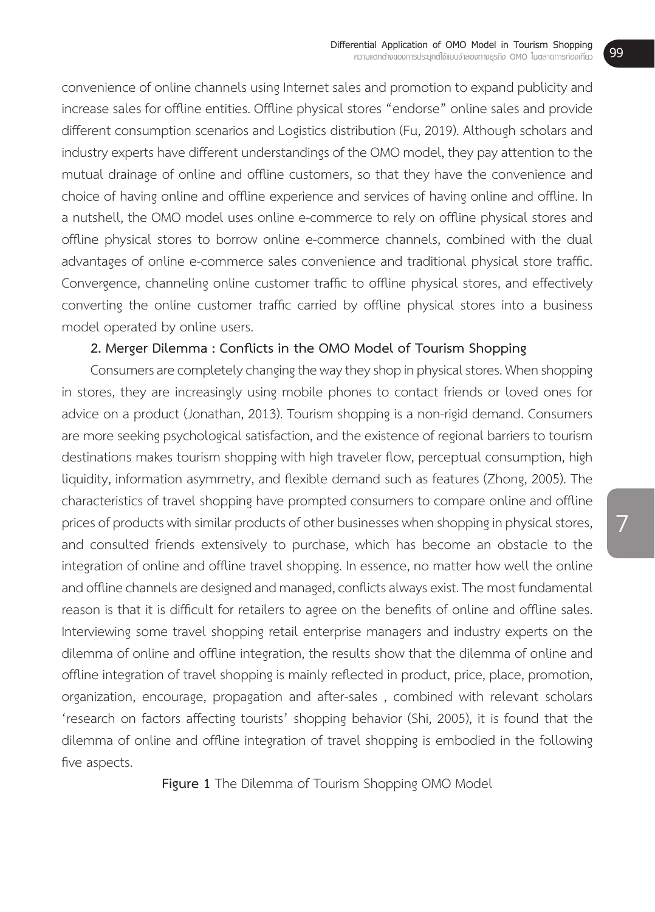convenience of online channels using Internet sales and promotion to expand publicity and increase sales for offline entities. Offline physical stores "endorse" online sales and provide different consumption scenarios and Logistics distribution (Fu, 2019). Although scholars and industry experts have different understandings of the OMO model, they pay attention to the mutual drainage of online and offline customers, so that they have the convenience and choice of having online and offline experience and services of having online and offline. In a nutshell, the OMO model uses online e-commerce to rely on offline physical stores and offline physical stores to borrow online e-commerce channels, combined with the dual advantages of online e-commerce sales convenience and traditional physical store traffic. Convergence, channeling online customer traffic to offline physical stores, and effectively converting the online customer traffic carried by offline physical stores into a business model operated by online users.

**2. Merger Dilemma : Conflicts in the OMO Model of Tourism Shopping**

Consumers are completely changing the way they shop in physical stores. When shopping in stores, they are increasingly using mobile phones to contact friends or loved ones for advice on a product (Jonathan, 2013). Tourism shopping is a non-rigid demand. Consumers are more seeking psychological satisfaction, and the existence of regional barriers to tourism destinations makes tourism shopping with high traveler flow, perceptual consumption, high liquidity, information asymmetry, and flexible demand such as features (Zhong, 2005). The characteristics of travel shopping have prompted consumers to compare online and offline prices of products with similar products of other businesses when shopping in physical stores, and consulted friends extensively to purchase, which has become an obstacle to the integration of online and offline travel shopping. In essence, no matter how well the online and offline channels are designed and managed, conflicts always exist. The most fundamental reason is that it is difficult for retailers to agree on the benefits of online and offline sales. Interviewing some travel shopping retail enterprise managers and industry experts on the dilemma of online and offline integration, the results show that the dilemma of online and offline integration of travel shopping is mainly reflected in product, price, place, promotion, organization, encourage, propagation and after-sales , combined with relevant scholars 'research on factors affecting tourists' shopping behavior (Shi, 2005), it is found that the dilemma of online and offline integration of travel shopping is embodied in the following five aspects.

**Figure 1** The Dilemma of Tourism Shopping OMO Model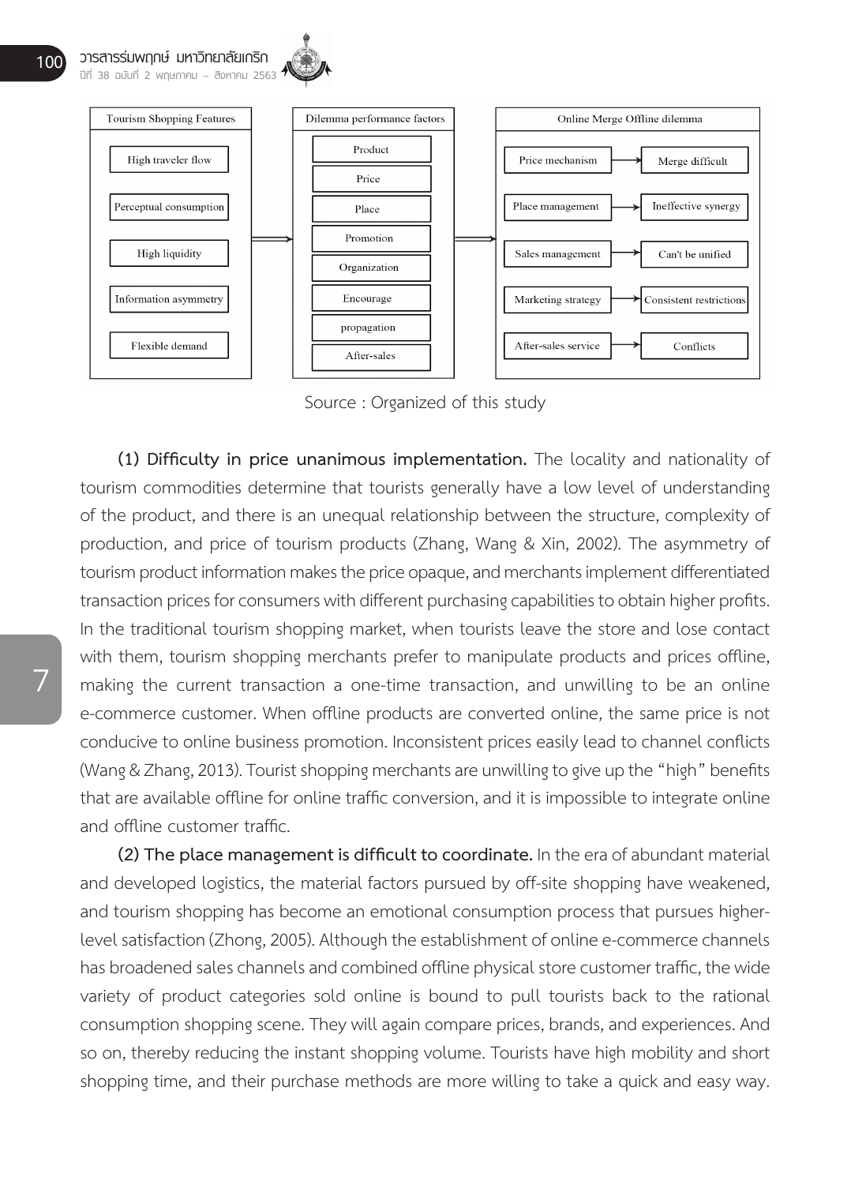| Tourism Shopping Features | Dilemma performance factors | Online Merge Offline dilemma | |
|---|---|---|---|
| High traveler flow | Product | Price mechanism | Merge difficult |
| Perceptual consumption | Price | Place management | Ineffective synergy |
| High liquidity | Place | Sales management | Can't be unified |
| Information asymmetry | Promotion | Marketing strategy | Consistent restrictions |
| Flexible demand | Organization | After-sales service | Conflicts |
| | Encourage | | |
| | propagation | | |
| | After-sales | | |

Source : Organized of this study

**(1) Difficulty in price unanimous implementation.** The locality and nationality of tourism commodities determine that tourists generally have a low level of understanding of the product, and there is an unequal relationship between the structure, complexity of production, and price of tourism products (Zhang, Wang & Xin, 2002). The asymmetry of tourism product information makes the price opaque, and merchants implement differentiated transaction prices for consumers with different purchasing capabilities to obtain higher profits. In the traditional tourism shopping market, when tourists leave the store and lose contact with them, tourism shopping merchants prefer to manipulate products and prices offline, making the current transaction a one-time transaction, and unwilling to be an online e-commerce customer. When offline products are converted online, the same price is not conducive to online business promotion. Inconsistent prices easily lead to channel conflicts (Wang & Zhang, 2013). Tourist shopping merchants are unwilling to give up the "high" benefits that are available offline for online traffic conversion, and it is impossible to integrate online and offline customer traffic.

**(2) The place management is difficult to coordinate.** In the era of abundant material and developed logistics, the material factors pursued by off-site shopping have weakened, and tourism shopping has become an emotional consumption process that pursues higher-level satisfaction (Zhong, 2005). Although the establishment of online e-commerce channels has broadened sales channels and combined offline physical store customer traffic, the wide variety of product categories sold online is bound to pull tourists back to the rational consumption shopping scene. They will again compare prices, brands, and experiences. And so on, thereby reducing the instant shopping volume. Tourists have high mobility and short shopping time, and their purchase methods are more willing to take a quick and easy way.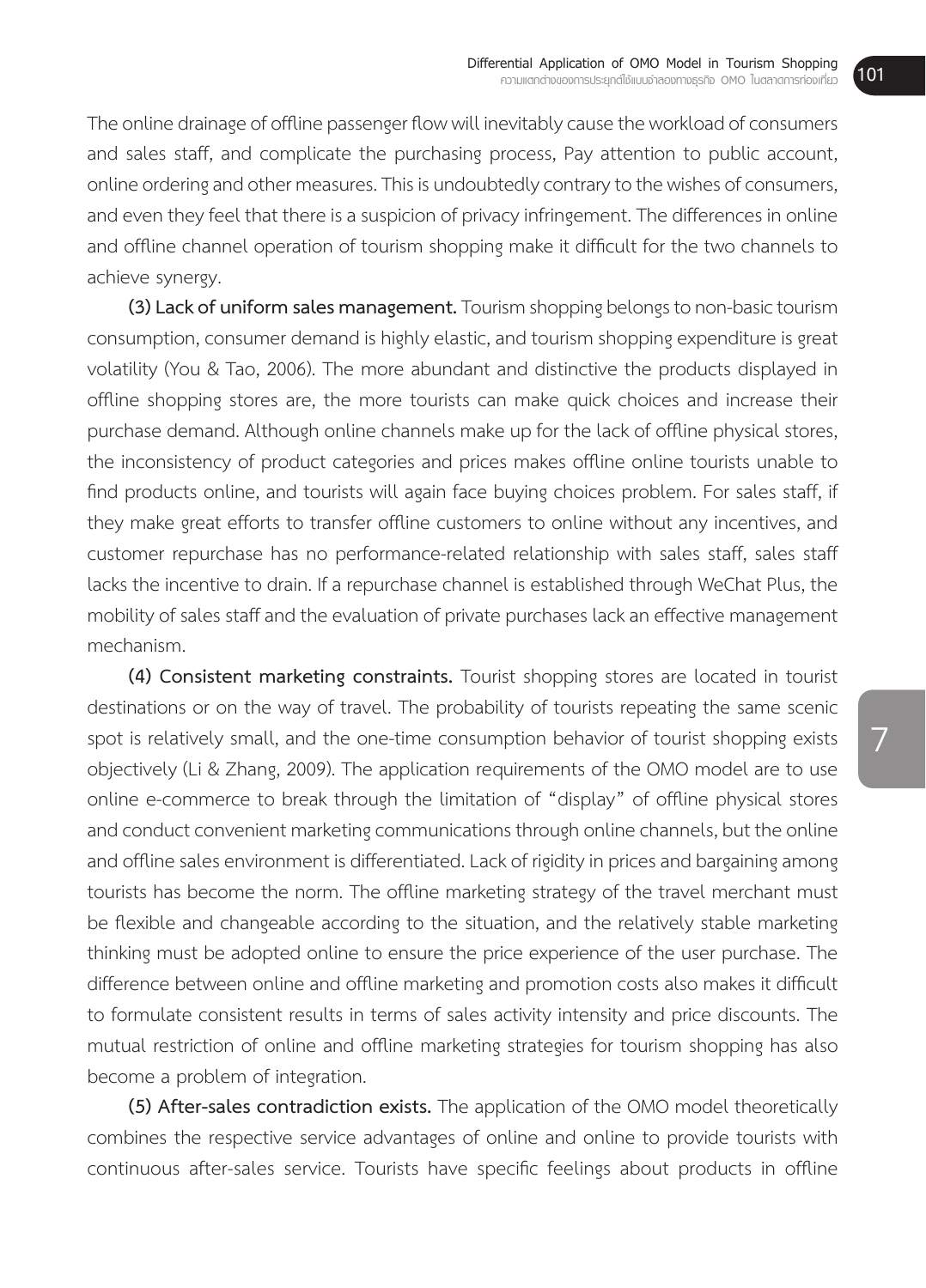The online drainage of offline passenger flow will inevitably cause the workload of consumers and sales staff, and complicate the purchasing process, Pay attention to public account, online ordering and other measures. This is undoubtedly contrary to the wishes of consumers, and even they feel that there is a suspicion of privacy infringement. The differences in online and offline channel operation of tourism shopping make it difficult for the two channels to achieve synergy.

**(3) Lack of uniform sales management.** Tourism shopping belongs to non-basic tourism consumption, consumer demand is highly elastic, and tourism shopping expenditure is great volatility (You & Tao, 2006). The more abundant and distinctive the products displayed in offline shopping stores are, the more tourists can make quick choices and increase their purchase demand. Although online channels make up for the lack of offline physical stores, the inconsistency of product categories and prices makes offline online tourists unable to find products online, and tourists will again face buying choices problem. For sales staff, if they make great efforts to transfer offline customers to online without any incentives, and customer repurchase has no performance-related relationship with sales staff, sales staff lacks the incentive to drain. If a repurchase channel is established through WeChat Plus, the mobility of sales staff and the evaluation of private purchases lack an effective management mechanism.

**(4) Consistent marketing constraints.** Tourist shopping stores are located in tourist destinations or on the way of travel. The probability of tourists repeating the same scenic spot is relatively small, and the one-time consumption behavior of tourist shopping exists objectively (Li & Zhang, 2009). The application requirements of the OMO model are to use online e-commerce to break through the limitation of "display" of offline physical stores and conduct convenient marketing communications through online channels, but the online and offline sales environment is differentiated. Lack of rigidity in prices and bargaining among tourists has become the norm. The offline marketing strategy of the travel merchant must be flexible and changeable according to the situation, and the relatively stable marketing thinking must be adopted online to ensure the price experience of the user purchase. The difference between online and offline marketing and promotion costs also makes it difficult to formulate consistent results in terms of sales activity intensity and price discounts. The mutual restriction of online and offline marketing strategies for tourism shopping has also become a problem of integration.

**(5) After-sales contradiction exists.** The application of the OMO model theoretically combines the respective service advantages of online and online to provide tourists with continuous after-sales service. Tourists have specific feelings about products in offline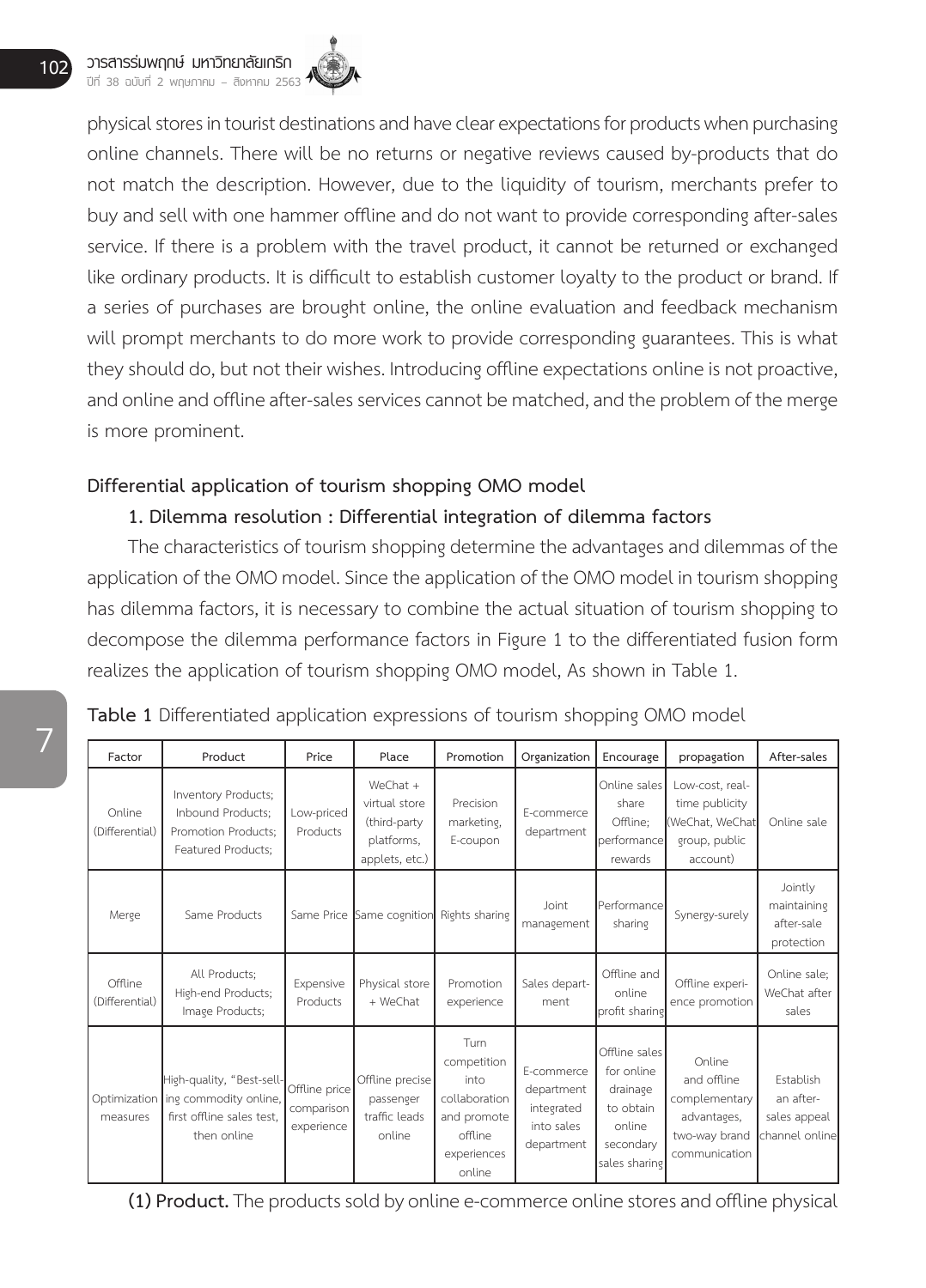physical stores in tourist destinations and have clear expectations for products when purchasing online channels. There will be no returns or negative reviews caused by-products that do not match the description. However, due to the liquidity of tourism, merchants prefer to buy and sell with one hammer offline and do not want to provide corresponding after-sales service. If there is a problem with the travel product, it cannot be returned or exchanged like ordinary products. It is difficult to establish customer loyalty to the product or brand. If a series of purchases are brought online, the online evaluation and feedback mechanism will prompt merchants to do more work to provide corresponding guarantees. This is what they should do, but not their wishes. Introducing offline expectations online is not proactive, and online and offline after-sales services cannot be matched, and the problem of the merge is more prominent.

## Differential application of tourism shopping OMO model

### 1. Dilemma resolution : Differential integration of dilemma factors

The characteristics of tourism shopping determine the advantages and dilemmas of the application of the OMO model. Since the application of the OMO model in tourism shopping has dilemma factors, it is necessary to combine the actual situation of tourism shopping to decompose the dilemma performance factors in Figure 1 to the differentiated fusion form realizes the application of tourism shopping OMO model, As shown in Table 1.

**Table 1** Differentiated application expressions of tourism shopping OMO model

| Factor | Product | Price | Place | Promotion | Organization | Encourage | propagation | After-sales |
|---|---|---|---|---|---|---|---|---|
| Online (Differential) | Inventory Products; Inbound Products; Promotion Products; Featured Products; | Low-priced Products | WeChat + virtual store (third-party platforms, applets, etc.) | Precision marketing, E-coupon | E-commerce department | Online sales share Offline; performance rewards | Low-cost, real-time publicity (WeChat, WeChat group, public account) | Online sale |
| Merge | Same Products | Same Price | Same cognition | Rights sharing | Joint management | Performance sharing | Synergy-surely | Jointly maintaining after-sale protection |
| Offline (Differential) | All Products; High-end Products; Image Products; | Expensive Products | Physical store + WeChat | Promotion experience | Sales department | Offline and online profit sharing | Offline experience promotion | Online sale; WeChat after sales |
| Optimization measures | High-quality, "Best-selling commodity online, first offline sales test, then online | Offline price comparison experience | Offline precise passenger traffic leads online | Turn competition into collaboration and promote offline experiences online | E-commerce department integrated into sales department | Offline sales for online drainage to obtain online secondary sales sharing | Online and offline complementary advantages, two-way brand communication | Establish an after-sales appeal channel online |

**(1) Product.** The products sold by online e-commerce online stores and offline physical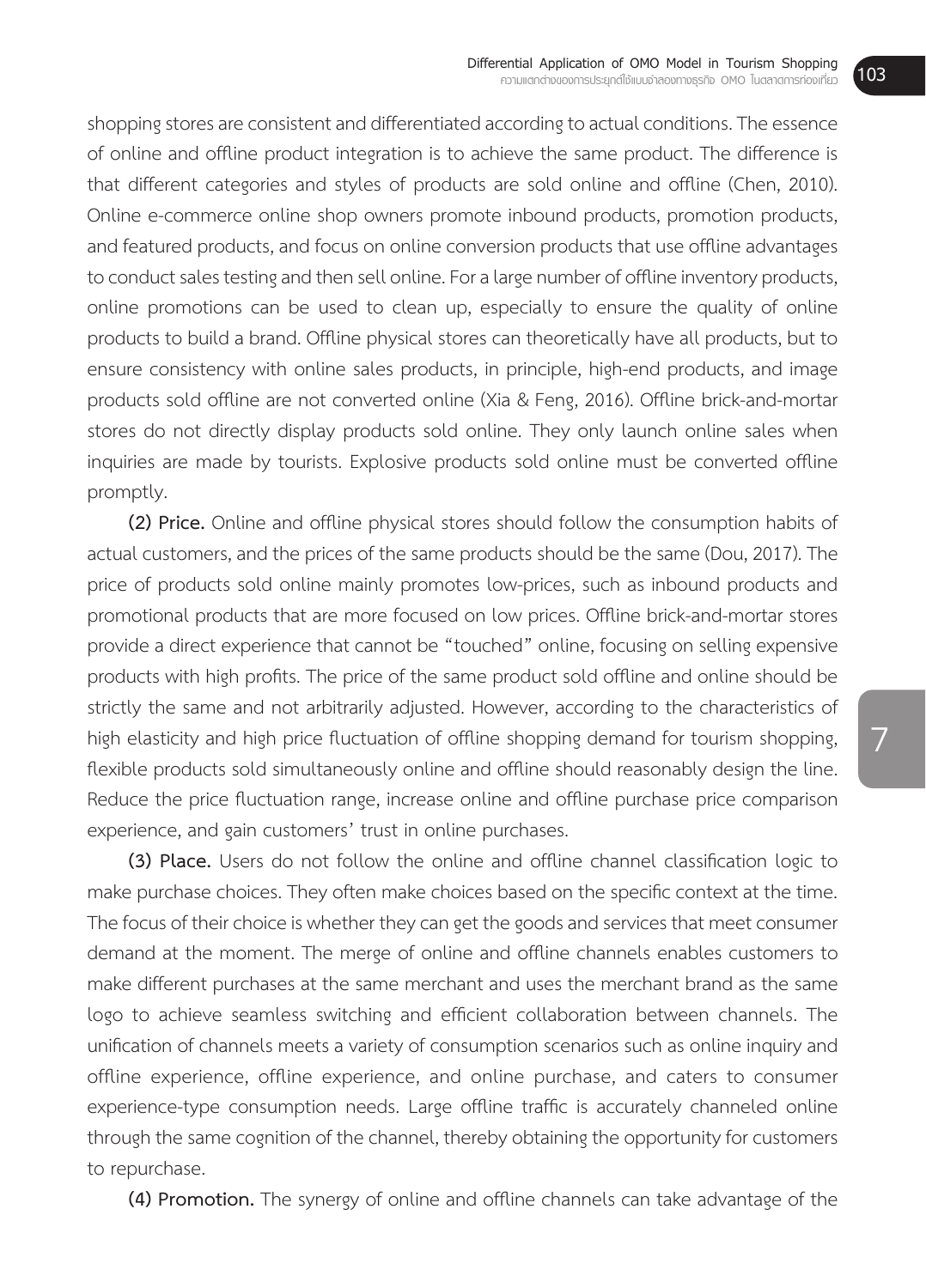shopping stores are consistent and differentiated according to actual conditions. The essence of online and offline product integration is to achieve the same product. The difference is that different categories and styles of products are sold online and offline (Chen, 2010). Online e-commerce online shop owners promote inbound products, promotion products, and featured products, and focus on online conversion products that use offline advantages to conduct sales testing and then sell online. For a large number of offline inventory products, online promotions can be used to clean up, especially to ensure the quality of online products to build a brand. Offline physical stores can theoretically have all products, but to ensure consistency with online sales products, in principle, high-end products, and image products sold offline are not converted online (Xia & Feng, 2016). Offline brick-and-mortar stores do not directly display products sold online. They only launch online sales when inquiries are made by tourists. Explosive products sold online must be converted offline promptly.

**(2) Price.** Online and offline physical stores should follow the consumption habits of actual customers, and the prices of the same products should be the same (Dou, 2017). The price of products sold online mainly promotes low-prices, such as inbound products and promotional products that are more focused on low prices. Offline brick-and-mortar stores provide a direct experience that cannot be "touched" online, focusing on selling expensive products with high profits. The price of the same product sold offline and online should be strictly the same and not arbitrarily adjusted. However, according to the characteristics of high elasticity and high price fluctuation of offline shopping demand for tourism shopping, flexible products sold simultaneously online and offline should reasonably design the line. Reduce the price fluctuation range, increase online and offline purchase price comparison experience, and gain customers' trust in online purchases.

**(3) Place.** Users do not follow the online and offline channel classification logic to make purchase choices. They often make choices based on the specific context at the time. The focus of their choice is whether they can get the goods and services that meet consumer demand at the moment. The merge of online and offline channels enables customers to make different purchases at the same merchant and uses the merchant brand as the same logo to achieve seamless switching and efficient collaboration between channels. The unification of channels meets a variety of consumption scenarios such as online inquiry and offline experience, offline experience, and online purchase, and caters to consumer experience-type consumption needs. Large offline traffic is accurately channeled online through the same cognition of the channel, thereby obtaining the opportunity for customers to repurchase.

**(4) Promotion.** The synergy of online and offline channels can take advantage of the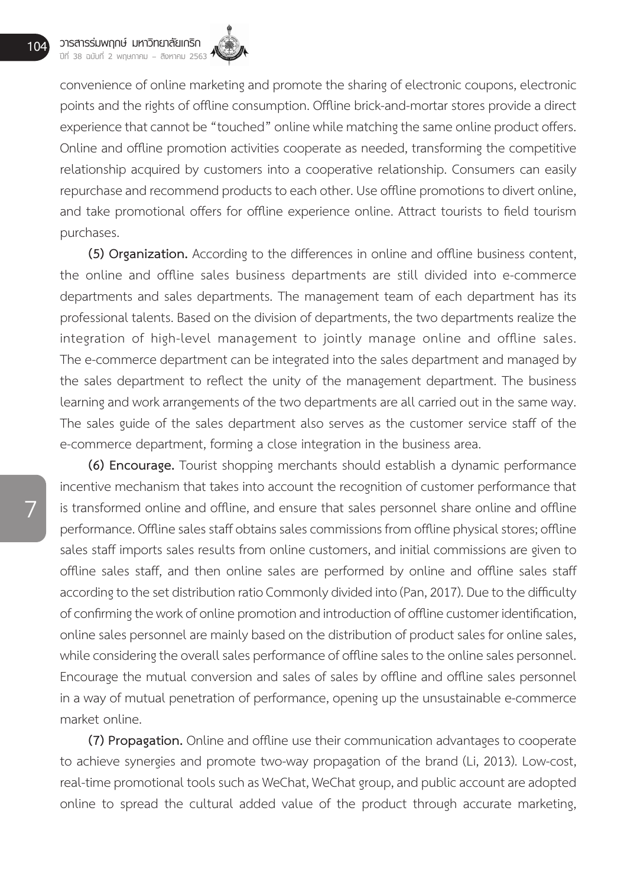convenience of online marketing and promote the sharing of electronic coupons, electronic points and the rights of offline consumption. Offline brick-and-mortar stores provide a direct experience that cannot be "touched" online while matching the same online product offers. Online and offline promotion activities cooperate as needed, transforming the competitive relationship acquired by customers into a cooperative relationship. Consumers can easily repurchase and recommend products to each other. Use offline promotions to divert online, and take promotional offers for offline experience online. Attract tourists to field tourism purchases.

**(5) Organization.** According to the differences in online and offline business content, the online and offline sales business departments are still divided into e-commerce departments and sales departments. The management team of each department has its professional talents. Based on the division of departments, the two departments realize the integration of high-level management to jointly manage online and offline sales. The e-commerce department can be integrated into the sales department and managed by the sales department to reflect the unity of the management department. The business learning and work arrangements of the two departments are all carried out in the same way. The sales guide of the sales department also serves as the customer service staff of the e-commerce department, forming a close integration in the business area.

**(6) Encourage.** Tourist shopping merchants should establish a dynamic performance incentive mechanism that takes into account the recognition of customer performance that is transformed online and offline, and ensure that sales personnel share online and offline performance. Offline sales staff obtains sales commissions from offline physical stores; offline sales staff imports sales results from online customers, and initial commissions are given to offline sales staff, and then online sales are performed by online and offline sales staff according to the set distribution ratio Commonly divided into (Pan, 2017). Due to the difficulty of confirming the work of online promotion and introduction of offline customer identification, online sales personnel are mainly based on the distribution of product sales for online sales, while considering the overall sales performance of offline sales to the online sales personnel. Encourage the mutual conversion and sales of sales by offline and offline sales personnel in a way of mutual penetration of performance, opening up the unsustainable e-commerce market online.

**(7) Propagation.** Online and offline use their communication advantages to cooperate to achieve synergies and promote two-way propagation of the brand (Li, 2013). Low-cost, real-time promotional tools such as WeChat, WeChat group, and public account are adopted online to spread the cultural added value of the product through accurate marketing,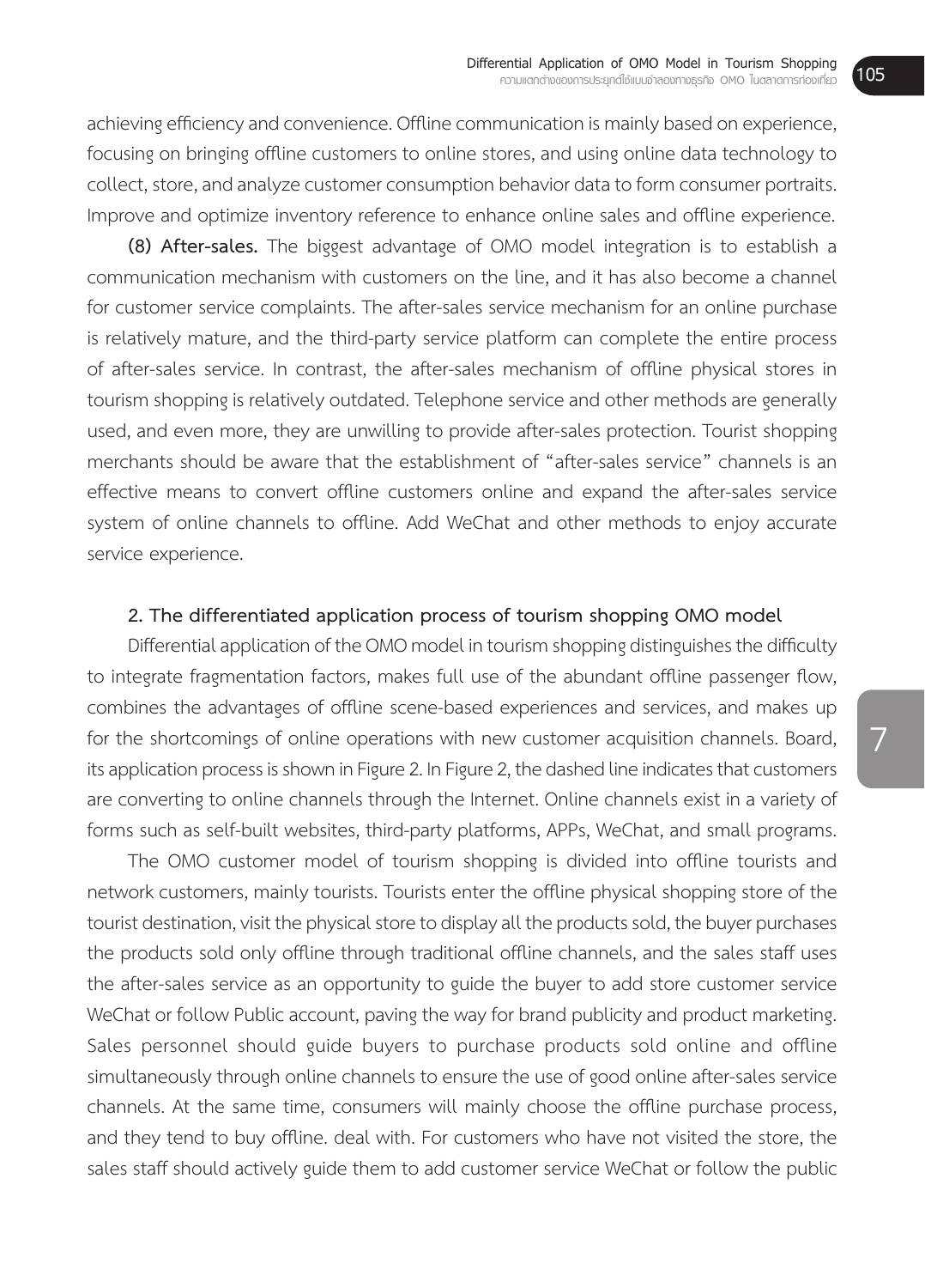achieving efficiency and convenience. Offline communication is mainly based on experience, focusing on bringing offline customers to online stores, and using online data technology to collect, store, and analyze customer consumption behavior data to form consumer portraits. Improve and optimize inventory reference to enhance online sales and offline experience.

**(8) After-sales.** The biggest advantage of OMO model integration is to establish a communication mechanism with customers on the line, and it has also become a channel for customer service complaints. The after-sales service mechanism for an online purchase is relatively mature, and the third-party service platform can complete the entire process of after-sales service. In contrast, the after-sales mechanism of offline physical stores in tourism shopping is relatively outdated. Telephone service and other methods are generally used, and even more, they are unwilling to provide after-sales protection. Tourist shopping merchants should be aware that the establishment of "after-sales service" channels is an effective means to convert offline customers online and expand the after-sales service system of online channels to offline. Add WeChat and other methods to enjoy accurate service experience.

### 2. The differentiated application process of tourism shopping OMO model

Differential application of the OMO model in tourism shopping distinguishes the difficulty to integrate fragmentation factors, makes full use of the abundant offline passenger flow, combines the advantages of offline scene-based experiences and services, and makes up for the shortcomings of online operations with new customer acquisition channels. Board, its application process is shown in Figure 2. In Figure 2, the dashed line indicates that customers are converting to online channels through the Internet. Online channels exist in a variety of forms such as self-built websites, third-party platforms, APPs, WeChat, and small programs.

The OMO customer model of tourism shopping is divided into offline tourists and network customers, mainly tourists. Tourists enter the offline physical shopping store of the tourist destination, visit the physical store to display all the products sold, the buyer purchases the products sold only offline through traditional offline channels, and the sales staff uses the after-sales service as an opportunity to guide the buyer to add store customer service WeChat or follow Public account, paving the way for brand publicity and product marketing. Sales personnel should guide buyers to purchase products sold online and offline simultaneously through online channels to ensure the use of good online after-sales service channels. At the same time, consumers will mainly choose the offline purchase process, and they tend to buy offline. deal with. For customers who have not visited the store, the sales staff should actively guide them to add customer service WeChat or follow the public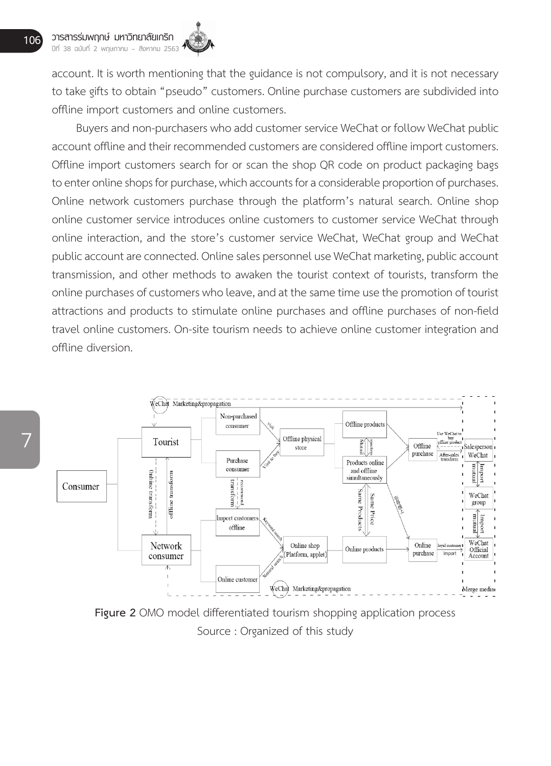account. It is worth mentioning that the guidance is not compulsory, and it is not necessary to take gifts to obtain "pseudo" customers. Online purchase customers are subdivided into offline import customers and online customers.

Buyers and non-purchasers who add customer service WeChat or follow WeChat public account offline and their recommended customers are considered offline import customers. Offline import customers search for or scan the shop QR code on product packaging bags to enter online shops for purchase, which accounts for a considerable proportion of purchases. Online network customers purchase through the platform's natural search. Online shop online customer service introduces online customers to customer service WeChat through online interaction, and the store's customer service WeChat, WeChat group and WeChat public account are connected. Online sales personnel use WeChat marketing, public account transmission, and other methods to awaken the tourist context of tourists, transform the online purchases of customers who leave, and at the same time use the promotion of tourist attractions and products to stimulate online purchases and offline purchases of non-field travel online customers. On-site tourism needs to achieve online customer integration and offline diversion.

**Figure 2** OMO model differentiated tourism shopping application process

Source : Organized of this study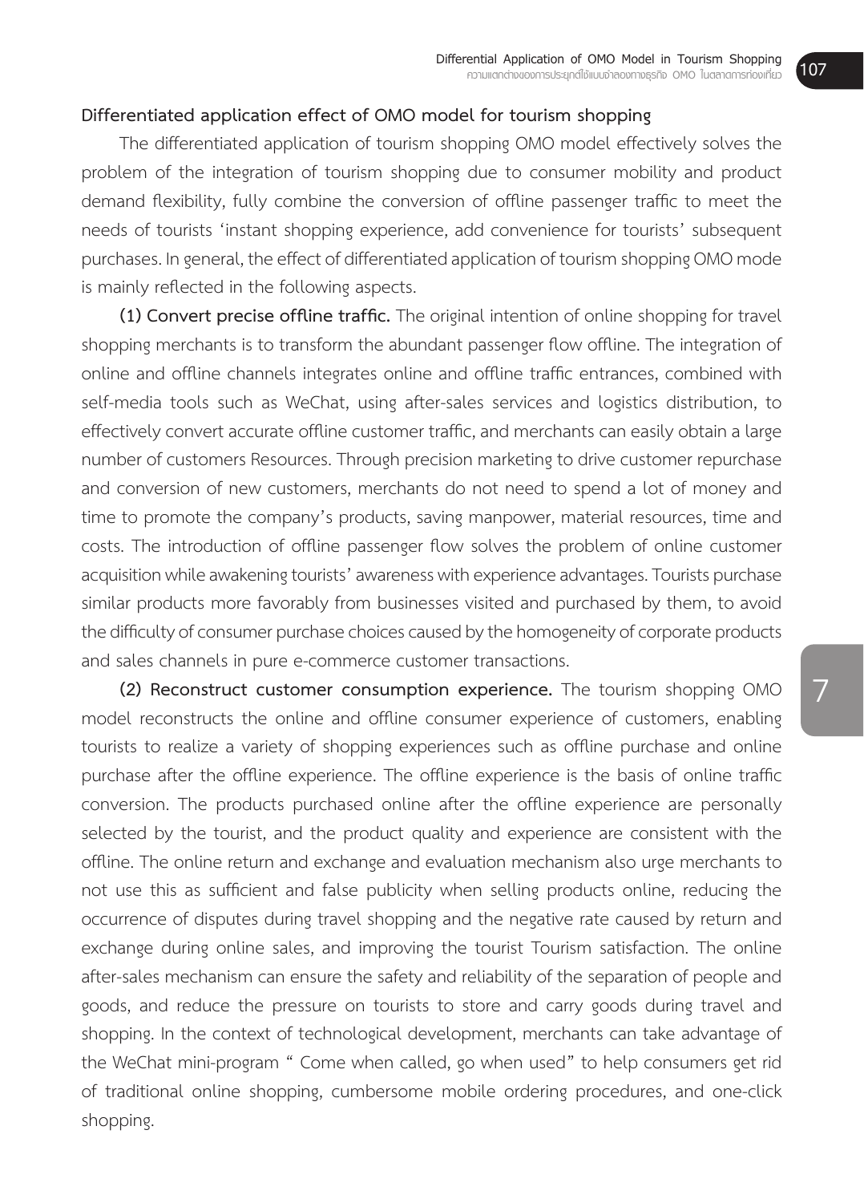**Differentiated application effect of OMO model for tourism shopping**

The differentiated application of tourism shopping OMO model effectively solves the problem of the integration of tourism shopping due to consumer mobility and product demand flexibility, fully combine the conversion of offline passenger traffic to meet the needs of tourists 'instant shopping experience, add convenience for tourists' subsequent purchases. In general, the effect of differentiated application of tourism shopping OMO mode is mainly reflected in the following aspects.

**(1) Convert precise offline traffic.** The original intention of online shopping for travel shopping merchants is to transform the abundant passenger flow offline. The integration of online and offline channels integrates online and offline traffic entrances, combined with self-media tools such as WeChat, using after-sales services and logistics distribution, to effectively convert accurate offline customer traffic, and merchants can easily obtain a large number of customers Resources. Through precision marketing to drive customer repurchase and conversion of new customers, merchants do not need to spend a lot of money and time to promote the company's products, saving manpower, material resources, time and costs. The introduction of offline passenger flow solves the problem of online customer acquisition while awakening tourists' awareness with experience advantages. Tourists purchase similar products more favorably from businesses visited and purchased by them, to avoid the difficulty of consumer purchase choices caused by the homogeneity of corporate products and sales channels in pure e-commerce customer transactions.

**(2) Reconstruct customer consumption experience.** The tourism shopping OMO model reconstructs the online and offline consumer experience of customers, enabling tourists to realize a variety of shopping experiences such as offline purchase and online purchase after the offline experience. The offline experience is the basis of online traffic conversion. The products purchased online after the offline experience are personally selected by the tourist, and the product quality and experience are consistent with the offline. The online return and exchange and evaluation mechanism also urge merchants to not use this as sufficient and false publicity when selling products online, reducing the occurrence of disputes during travel shopping and the negative rate caused by return and exchange during online sales, and improving the tourist Tourism satisfaction. The online after-sales mechanism can ensure the safety and reliability of the separation of people and goods, and reduce the pressure on tourists to store and carry goods during travel and shopping. In the context of technological development, merchants can take advantage of the WeChat mini-program " Come when called, go when used" to help consumers get rid of traditional online shopping, cumbersome mobile ordering procedures, and one-click shopping.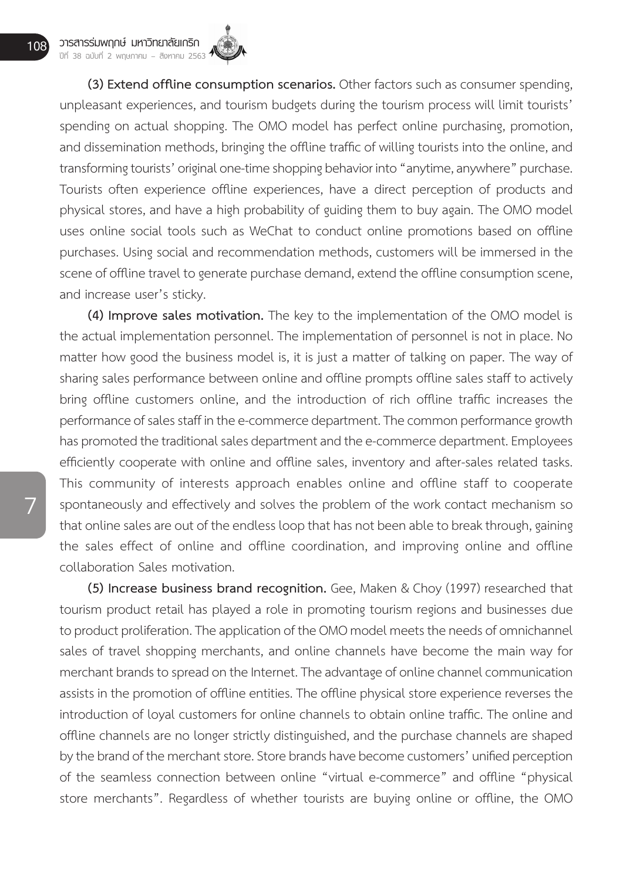**(3) Extend offline consumption scenarios.** Other factors such as consumer spending, unpleasant experiences, and tourism budgets during the tourism process will limit tourists' spending on actual shopping. The OMO model has perfect online purchasing, promotion, and dissemination methods, bringing the offline traffic of willing tourists into the online, and transforming tourists' original one-time shopping behavior into "anytime, anywhere" purchase. Tourists often experience offline experiences, have a direct perception of products and physical stores, and have a high probability of guiding them to buy again. The OMO model uses online social tools such as WeChat to conduct online promotions based on offline purchases. Using social and recommendation methods, customers will be immersed in the scene of offline travel to generate purchase demand, extend the offline consumption scene, and increase user's sticky.

**(4) Improve sales motivation.** The key to the implementation of the OMO model is the actual implementation personnel. The implementation of personnel is not in place. No matter how good the business model is, it is just a matter of talking on paper. The way of sharing sales performance between online and offline prompts offline sales staff to actively bring offline customers online, and the introduction of rich offline traffic increases the performance of sales staff in the e-commerce department. The common performance growth has promoted the traditional sales department and the e-commerce department. Employees efficiently cooperate with online and offline sales, inventory and after-sales related tasks. This community of interests approach enables online and offline staff to cooperate spontaneously and effectively and solves the problem of the work contact mechanism so that online sales are out of the endless loop that has not been able to break through, gaining the sales effect of online and offline coordination, and improving online and offline collaboration Sales motivation.

**(5) Increase business brand recognition.** Gee, Maken & Choy (1997) researched that tourism product retail has played a role in promoting tourism regions and businesses due to product proliferation. The application of the OMO model meets the needs of omnichannel sales of travel shopping merchants, and online channels have become the main way for merchant brands to spread on the Internet. The advantage of online channel communication assists in the promotion of offline entities. The offline physical store experience reverses the introduction of loyal customers for online channels to obtain online traffic. The online and offline channels are no longer strictly distinguished, and the purchase channels are shaped by the brand of the merchant store. Store brands have become customers' unified perception of the seamless connection between online "virtual e-commerce" and offline "physical store merchants". Regardless of whether tourists are buying online or offline, the OMO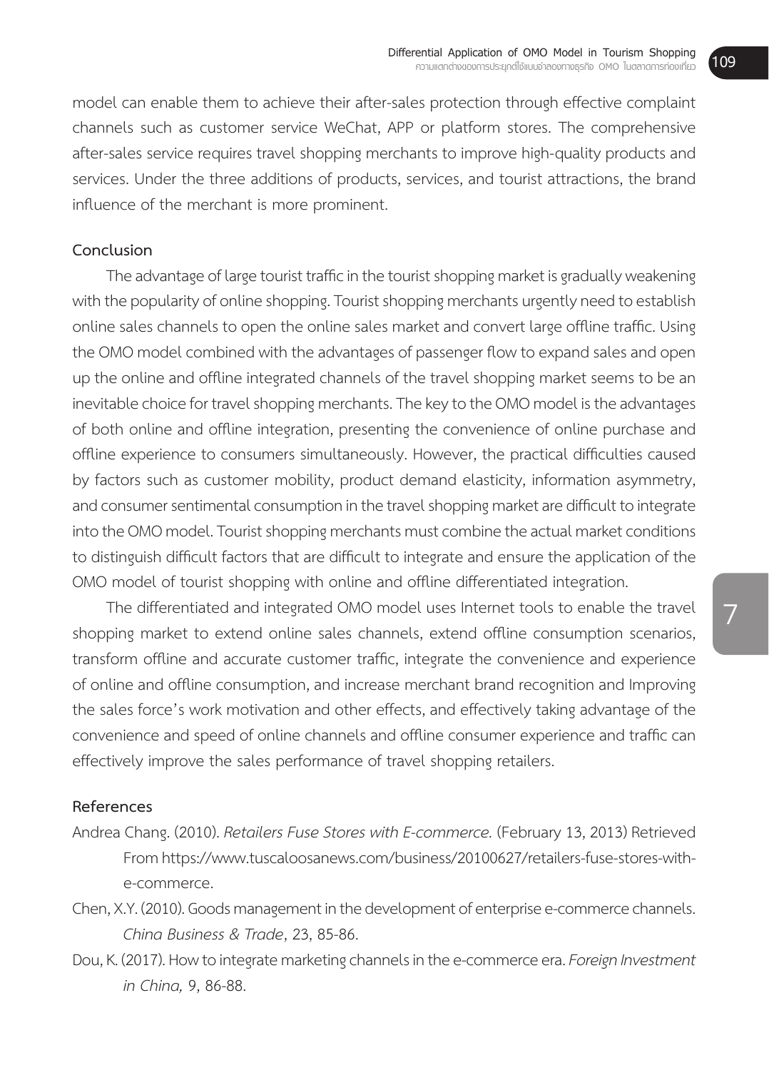model can enable them to achieve their after-sales protection through effective complaint channels such as customer service WeChat, APP or platform stores. The comprehensive after-sales service requires travel shopping merchants to improve high-quality products and services. Under the three additions of products, services, and tourist attractions, the brand influence of the merchant is more prominent.

## Conclusion

The advantage of large tourist traffic in the tourist shopping market is gradually weakening with the popularity of online shopping. Tourist shopping merchants urgently need to establish online sales channels to open the online sales market and convert large offline traffic. Using the OMO model combined with the advantages of passenger flow to expand sales and open up the online and offline integrated channels of the travel shopping market seems to be an inevitable choice for travel shopping merchants. The key to the OMO model is the advantages of both online and offline integration, presenting the convenience of online purchase and offline experience to consumers simultaneously. However, the practical difficulties caused by factors such as customer mobility, product demand elasticity, information asymmetry, and consumer sentimental consumption in the travel shopping market are difficult to integrate into the OMO model. Tourist shopping merchants must combine the actual market conditions to distinguish difficult factors that are difficult to integrate and ensure the application of the OMO model of tourist shopping with online and offline differentiated integration.

The differentiated and integrated OMO model uses Internet tools to enable the travel shopping market to extend online sales channels, extend offline consumption scenarios, transform offline and accurate customer traffic, integrate the convenience and experience of online and offline consumption, and increase merchant brand recognition and Improving the sales force's work motivation and other effects, and effectively taking advantage of the convenience and speed of online channels and offline consumer experience and traffic can effectively improve the sales performance of travel shopping retailers.

## References

Andrea Chang. (2010). *Retailers Fuse Stores with E-commerce.* (February 13, 2013) Retrieved From https://www.tuscaloosanews.com/business/20100627/retailers-fuse-stores-with-e-commerce.

Chen, X.Y. (2010). Goods management in the development of enterprise e-commerce channels. *China Business & Trade*, 23, 85-86.

Dou, K. (2017). How to integrate marketing channels in the e-commerce era. *Foreign Investment in China, 9,* 86-88.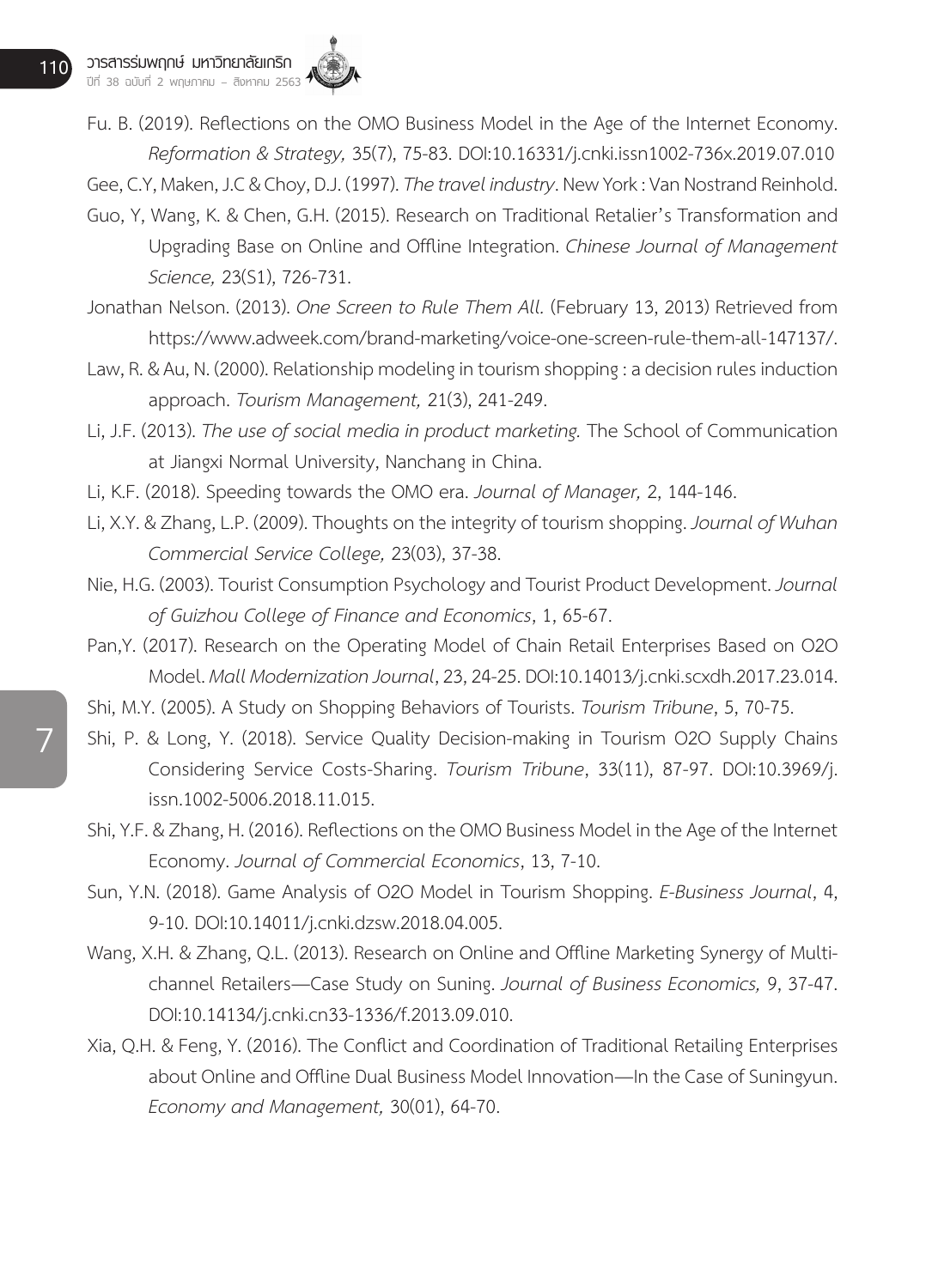Fu. B. (2019). Reflections on the OMO Business Model in the Age of the Internet Economy. *Reformation & Strategy,* 35(7), 75-83. DOI:10.16331/j.cnki.issn1002-736x.2019.07.010

Gee, C.Y, Maken, J.C & Choy, D.J. (1997). *The travel industry*. New York : Van Nostrand Reinhold.

Guo, Y, Wang, K. & Chen, G.H. (2015). Research on Traditional Retalier's Transformation and Upgrading Base on Online and Offline Integration. *Chinese Journal of Management Science,* 23(S1), 726-731.

Jonathan Nelson. (2013). *One Screen to Rule Them All.* (February 13, 2013) Retrieved from https://www.adweek.com/brand-marketing/voice-one-screen-rule-them-all-147137/.

Law, R. & Au, N. (2000). Relationship modeling in tourism shopping : a decision rules induction approach. *Tourism Management,* 21(3), 241-249.

Li, J.F. (2013). *The use of social media in product marketing.* The School of Communication at Jiangxi Normal University, Nanchang in China.

Li, K.F. (2018). Speeding towards the OMO era. *Journal of Manager,* 2, 144-146.

Li, X.Y. & Zhang, L.P. (2009). Thoughts on the integrity of tourism shopping. *Journal of Wuhan Commercial Service College,* 23(03), 37-38.

Nie, H.G. (2003). Tourist Consumption Psychology and Tourist Product Development. *Journal of Guizhou College of Finance and Economics*, 1, 65-67.

Pan,Y. (2017). Research on the Operating Model of Chain Retail Enterprises Based on O2O Model. *Mall Modernization Journal*, 23, 24-25. DOI:10.14013/j.cnki.scxdh.2017.23.014.

Shi, M.Y. (2005). A Study on Shopping Behaviors of Tourists. *Tourism Tribune*, 5, 70-75.

Shi, P. & Long, Y. (2018). Service Quality Decision-making in Tourism O2O Supply Chains Considering Service Costs-Sharing. *Tourism Tribune*, 33(11), 87-97. DOI:10.3969/j.issn.1002-5006.2018.11.015.

Shi, Y.F. & Zhang, H. (2016). Reflections on the OMO Business Model in the Age of the Internet Economy. *Journal of Commercial Economics*, 13, 7-10.

Sun, Y.N. (2018). Game Analysis of O2O Model in Tourism Shopping. *E-Business Journal*, 4, 9-10. DOI:10.14011/j.cnki.dzsw.2018.04.005.

Wang, X.H. & Zhang, Q.L. (2013). Research on Online and Offline Marketing Synergy of Multi-channel Retailers—Case Study on Suning. *Journal of Business Economics, 9*, 37-47. DOI:10.14134/j.cnki.cn33-1336/f.2013.09.010.

Xia, Q.H. & Feng, Y. (2016). The Conflict and Coordination of Traditional Retailing Enterprises about Online and Offline Dual Business Model Innovation—In the Case of Suningyun. *Economy and Management,* 30(01), 64-70.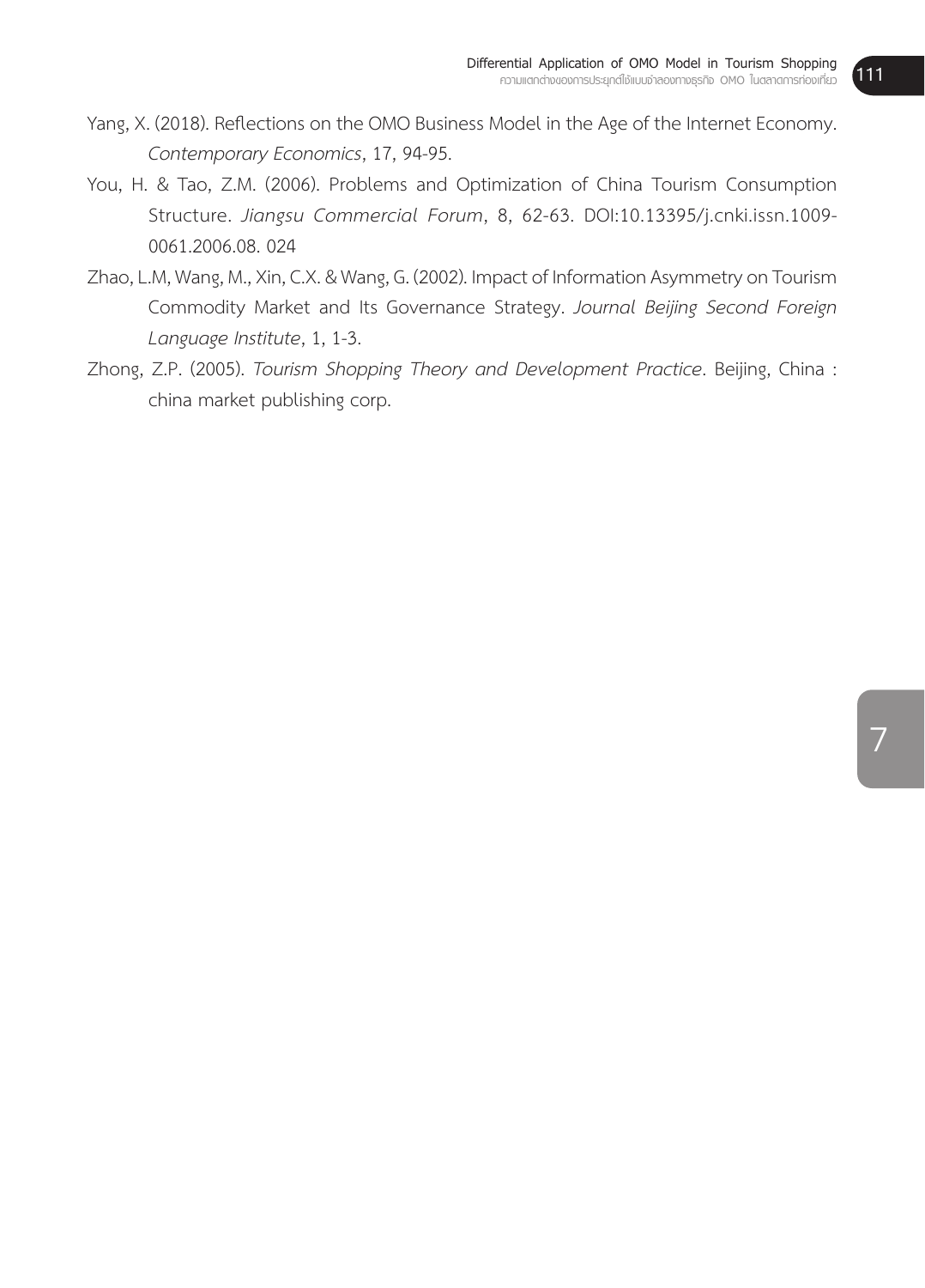Yang, X. (2018). Reflections on the OMO Business Model in the Age of the Internet Economy. *Contemporary Economics*, 17, 94-95.

You, H. & Tao, Z.M. (2006). Problems and Optimization of China Tourism Consumption Structure. *Jiangsu Commercial Forum*, 8, 62-63. DOI:10.13395/j.cnki.issn.1009-0061.2006.08. 024

Zhao, L.M, Wang, M., Xin, C.X. & Wang, G. (2002). Impact of Information Asymmetry on Tourism Commodity Market and Its Governance Strategy. *Journal Beijing Second Foreign Language Institute*, 1, 1-3.

Zhong, Z.P. (2005). *Tourism Shopping Theory and Development Practice*. Beijing, China : china market publishing corp.